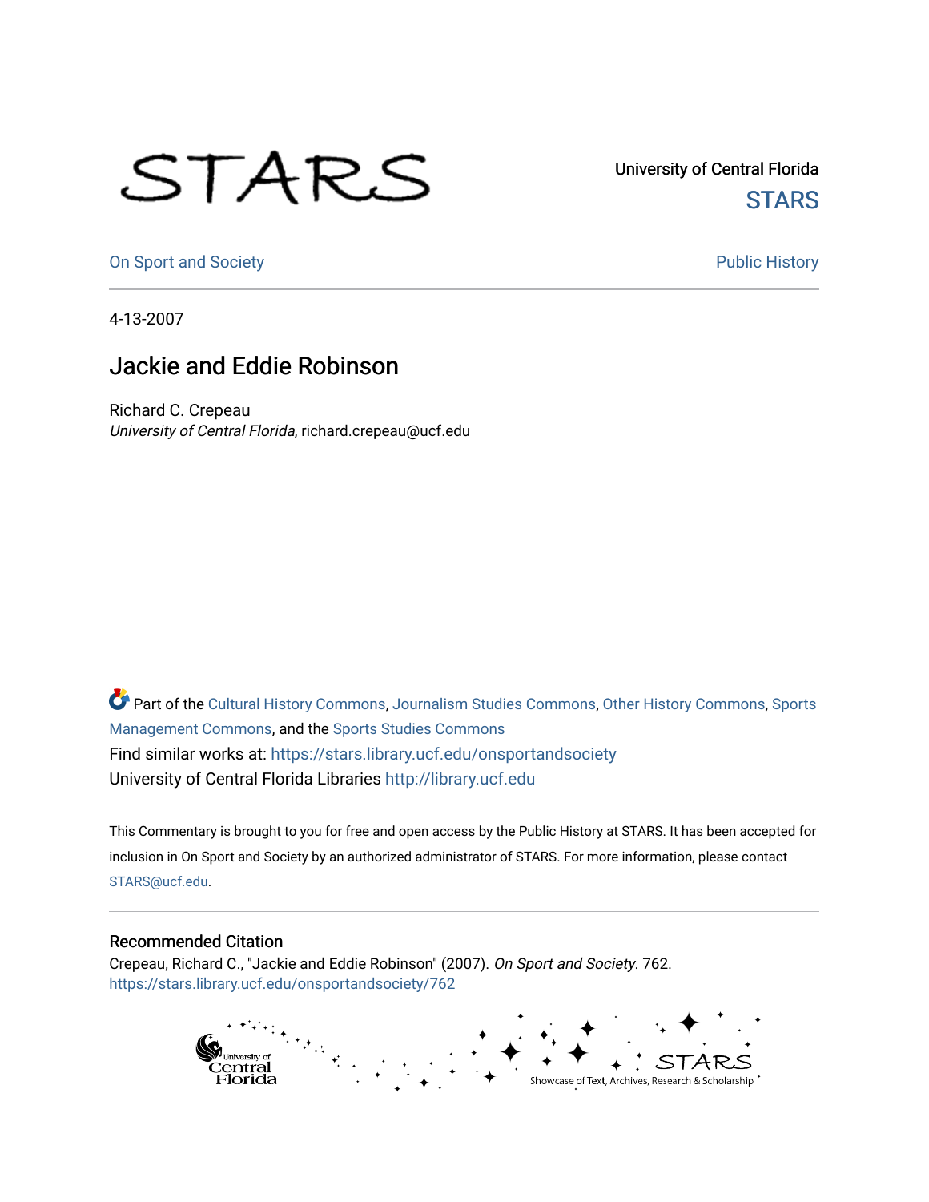University of Central Florida

STARS

On Sport and Society

Public History

4-13-2007

# Jackie and Eddie Robinson

Richard C. Crepeau
*University of Central Florida*, richard.crepeau@ucf.edu

Part of the Cultural History Commons, Journalism Studies Commons, Other History Commons, Sports Management Commons, and the Sports Studies Commons
Find similar works at: https://stars.library.ucf.edu/onsportandsociety
University of Central Florida Libraries http://library.ucf.edu

This Commentary is brought to you for free and open access by the Public History at STARS. It has been accepted for inclusion in On Sport and Society by an authorized administrator of STARS. For more information, please contact STARS@ucf.edu.

## Recommended Citation

Crepeau, Richard C., "Jackie and Eddie Robinson" (2007). *On Sport and Society*. 762.
https://stars.library.ucf.edu/onsportandsociety/762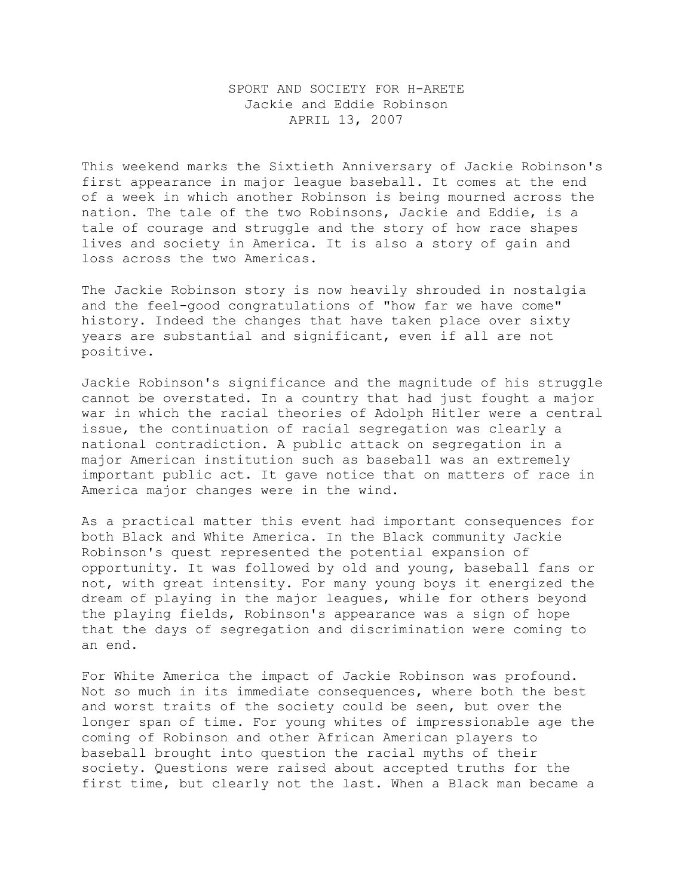SPORT AND SOCIETY FOR H-ARETE
Jackie and Eddie Robinson
APRIL 13, 2007

This weekend marks the Sixtieth Anniversary of Jackie Robinson's first appearance in major league baseball. It comes at the end of a week in which another Robinson is being mourned across the nation. The tale of the two Robinsons, Jackie and Eddie, is a tale of courage and struggle and the story of how race shapes lives and society in America. It is also a story of gain and loss across the two Americas.

The Jackie Robinson story is now heavily shrouded in nostalgia and the feel-good congratulations of "how far we have come" history. Indeed the changes that have taken place over sixty years are substantial and significant, even if all are not positive.

Jackie Robinson's significance and the magnitude of his struggle cannot be overstated. In a country that had just fought a major war in which the racial theories of Adolph Hitler were a central issue, the continuation of racial segregation was clearly a national contradiction. A public attack on segregation in a major American institution such as baseball was an extremely important public act. It gave notice that on matters of race in America major changes were in the wind.

As a practical matter this event had important consequences for both Black and White America. In the Black community Jackie Robinson's quest represented the potential expansion of opportunity. It was followed by old and young, baseball fans or not, with great intensity. For many young boys it energized the dream of playing in the major leagues, while for others beyond the playing fields, Robinson's appearance was a sign of hope that the days of segregation and discrimination were coming to an end.

For White America the impact of Jackie Robinson was profound. Not so much in its immediate consequences, where both the best and worst traits of the society could be seen, but over the longer span of time. For young whites of impressionable age the coming of Robinson and other African American players to baseball brought into question the racial myths of their society. Questions were raised about accepted truths for the first time, but clearly not the last. When a Black man became a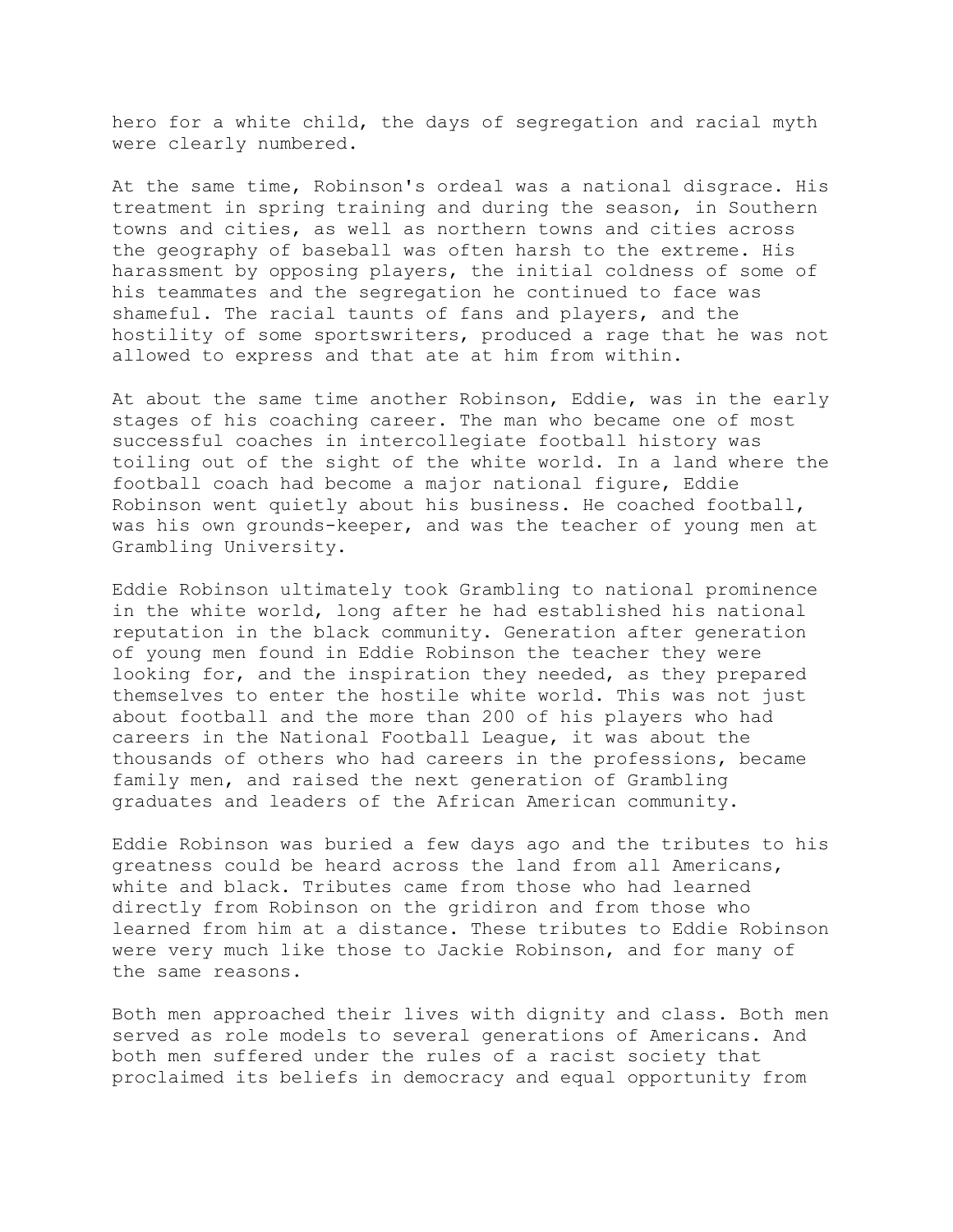hero for a white child, the days of segregation and racial myth were clearly numbered.

At the same time, Robinson's ordeal was a national disgrace. His treatment in spring training and during the season, in Southern towns and cities, as well as northern towns and cities across the geography of baseball was often harsh to the extreme. His harassment by opposing players, the initial coldness of some of his teammates and the segregation he continued to face was shameful. The racial taunts of fans and players, and the hostility of some sportswriters, produced a rage that he was not allowed to express and that ate at him from within.

At about the same time another Robinson, Eddie, was in the early stages of his coaching career. The man who became one of most successful coaches in intercollegiate football history was toiling out of the sight of the white world. In a land where the football coach had become a major national figure, Eddie Robinson went quietly about his business. He coached football, was his own grounds-keeper, and was the teacher of young men at Grambling University.

Eddie Robinson ultimately took Grambling to national prominence in the white world, long after he had established his national reputation in the black community. Generation after generation of young men found in Eddie Robinson the teacher they were looking for, and the inspiration they needed, as they prepared themselves to enter the hostile white world. This was not just about football and the more than 200 of his players who had careers in the National Football League, it was about the thousands of others who had careers in the professions, became family men, and raised the next generation of Grambling graduates and leaders of the African American community.

Eddie Robinson was buried a few days ago and the tributes to his greatness could be heard across the land from all Americans, white and black. Tributes came from those who had learned directly from Robinson on the gridiron and from those who learned from him at a distance. These tributes to Eddie Robinson were very much like those to Jackie Robinson, and for many of the same reasons.

Both men approached their lives with dignity and class. Both men served as role models to several generations of Americans. And both men suffered under the rules of a racist society that proclaimed its beliefs in democracy and equal opportunity from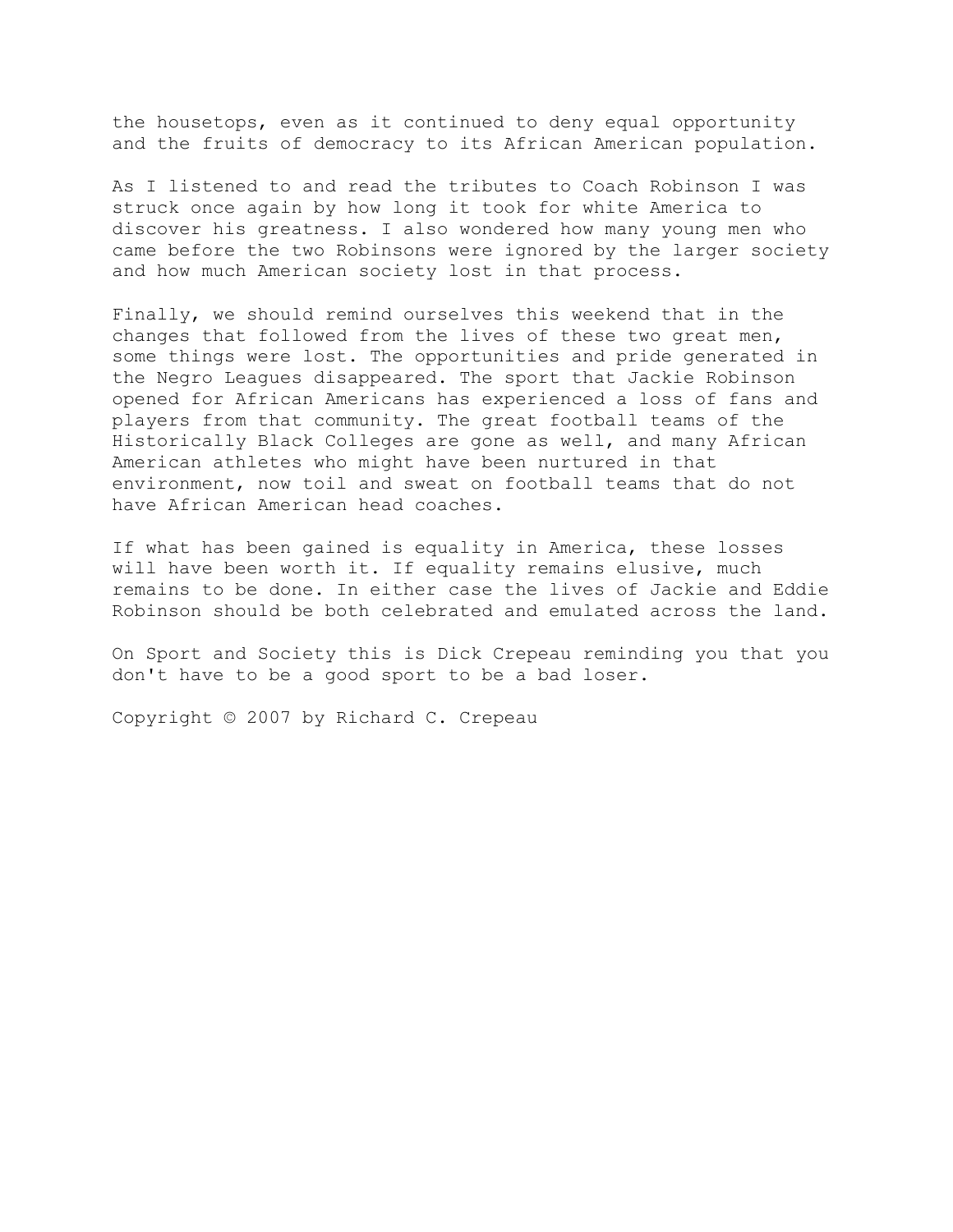the housetops, even as it continued to deny equal opportunity and the fruits of democracy to its African American population.

As I listened to and read the tributes to Coach Robinson I was struck once again by how long it took for white America to discover his greatness. I also wondered how many young men who came before the two Robinsons were ignored by the larger society and how much American society lost in that process.

Finally, we should remind ourselves this weekend that in the changes that followed from the lives of these two great men, some things were lost. The opportunities and pride generated in the Negro Leagues disappeared. The sport that Jackie Robinson opened for African Americans has experienced a loss of fans and players from that community. The great football teams of the Historically Black Colleges are gone as well, and many African American athletes who might have been nurtured in that environment, now toil and sweat on football teams that do not have African American head coaches.

If what has been gained is equality in America, these losses will have been worth it. If equality remains elusive, much remains to be done. In either case the lives of Jackie and Eddie Robinson should be both celebrated and emulated across the land.

On Sport and Society this is Dick Crepeau reminding you that you don't have to be a good sport to be a bad loser.

Copyright © 2007 by Richard C. Crepeau